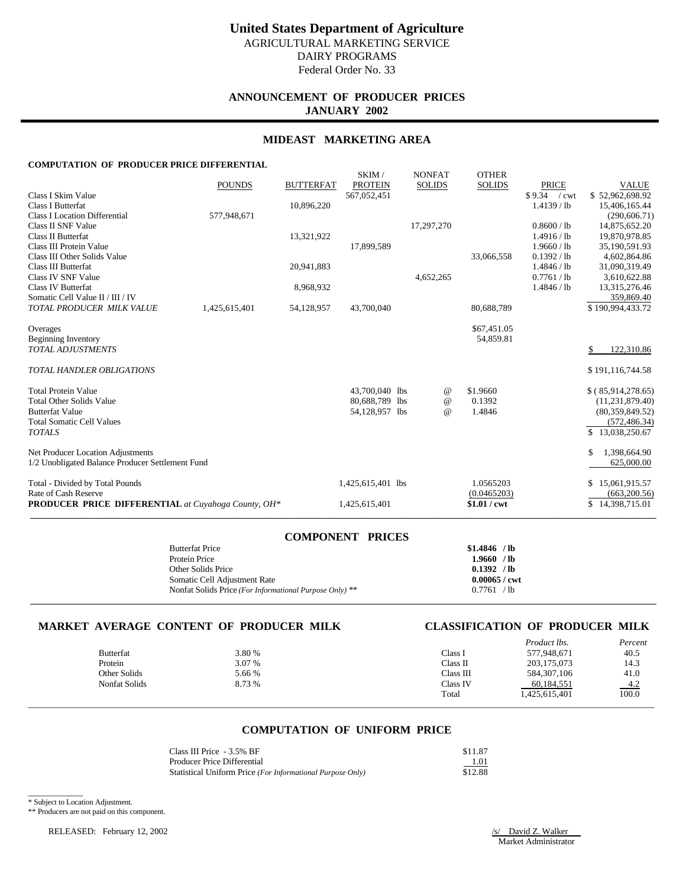# United States Department of Agriculture

AGRICULTURAL MARKETING SERVICE
DAIRY PROGRAMS
Federal Order No. 33

## ANNOUNCEMENT OF PRODUCER PRICES
## JANUARY 2002

## MIDEAST MARKETING AREA

**COMPUTATION OF PRODUCER PRICE DIFFERENTIAL**

| | POUNDS | BUTTERFAT | SKIM / PROTEIN | NONFAT SOLIDS | OTHER SOLIDS | PRICE | VALUE |
|---|---|---|---|---|---|---|---|
| Class I Skim Value | | | 567,052,451 | | | $9.34 / cwt | $ 52,962,698.92 |
| Class I Butterfat | | 10,896,220 | | | | 1.4139 / lb | 15,406,165.44 |
| Class I Location Differential | 577,948,671 | | | | | | (290,606.71) |
| Class II SNF Value | | | | 17,297,270 | | 0.8600 / lb | 14,875,652.20 |
| Class II Butterfat | | 13,321,922 | | | | 1.4916 / lb | 19,870,978.85 |
| Class III Protein Value | | | 17,899,589 | | | 1.9660 / lb | 35,190,591.93 |
| Class III Other Solids Value | | | | | 33,066,558 | 0.1392 / lb | 4,602,864.86 |
| Class III Butterfat | | 20,941,883 | | | | 1.4846 / lb | 31,090,319.49 |
| Class IV SNF Value | | | | 4,652,265 | | 0.7761 / lb | 3,610,622.88 |
| Class IV Butterfat | | 8,968,932 | | | | 1.4846 / lb | 13,315,276.46 |
| Somatic Cell Value II / III / IV | | | | | | | 359,869.40 |
| *TOTAL PRODUCER MILK VALUE* | 1,425,615,401 | 54,128,957 | 43,700,040 | | 80,688,789 | | $ 190,994,433.72 |
| | | | | | | | |
| Overages | | | | | $67,451.05 | | |
| Beginning Inventory | | | | | 54,859.81 | | |
| *TOTAL ADJUSTMENTS* | | | | | | | $ 122,310.86 |
| | | | | | | | |
| *TOTAL HANDLER OBLIGATIONS* | | | | | | | $ 191,116,744.58 |
| | | | | | | | |
| Total Protein Value | | | 43,700,040 lbs | @ | $1.9660 | | $ ( 85,914,278.65) |
| Total Other Solids Value | | | 80,688,789 lbs | @ | 0.1392 | | (11,231,879.40) |
| Butterfat Value | | | 54,128,957 lbs | @ | 1.4846 | | (80,359,849.52) |
| Total Somatic Cell Values | | | | | | | (572,486.34) |
| *TOTALS* | | | | | | | $ 13,038,250.67 |
| | | | | | | | |
| Net Producer Location Adjustments | | | | | | | $ 1,398,664.90 |
| 1/2 Unobligated Balance Producer Settlement Fund | | | | | | | 625,000.00 |
| | | | | | | | |
| Total - Divided by Total Pounds | | | 1,425,615,401 lbs | | 1.0565203 | | $ 15,061,915.57 |
| Rate of Cash Reserve | | | | | (0.0465203) | | (663,200.56) |
| **PRODUCER PRICE DIFFERENTIAL** *at Cuyahoga County, OH\** | | | 1,425,615,401 | | **$1.01 / cwt** | | $ 14,398,715.01 |

## COMPONENT PRICES

| | |
|---|---|
| Butterfat Price | **$1.4846 / lb** |
| Protein Price | **1.9660 / lb** |
| Other Solids Price | **0.1392 / lb** |
| Somatic Cell Adjustment Rate | **0.00065 / cwt** |
| Nonfat Solids Price *(For Informational Purpose Only)* ** | 0.7761 / lb |

## MARKET AVERAGE CONTENT OF PRODUCER MILK

| | |
|---|---|
| Butterfat | 3.80 % |
| Protein | 3.07 % |
| Other Solids | 5.66 % |
| Nonfat Solids | 8.73 % |

## CLASSIFICATION OF PRODUCER MILK

| | *Product lbs.* | *Percent* |
|---|---|---|
| Class I | 577,948,671 | 40.5 |
| Class II | 203,175,073 | 14.3 |
| Class III | 584,307,106 | 41.0 |
| Class IV | 60,184,551 | 4.2 |
| Total | 1,425,615,401 | 100.0 |

## COMPUTATION OF UNIFORM PRICE

| | |
|---|---|
| Class III Price - 3.5% BF | $11.87 |
| Producer Price Differential | 1.01 |
| Statistical Uniform Price *(For Informational Purpose Only)* | $12.88 |

\* Subject to Location Adjustment.

** Producers are not paid on this component.

RELEASED: February 12, 2002

/s/ David Z. Walker
Market Administrator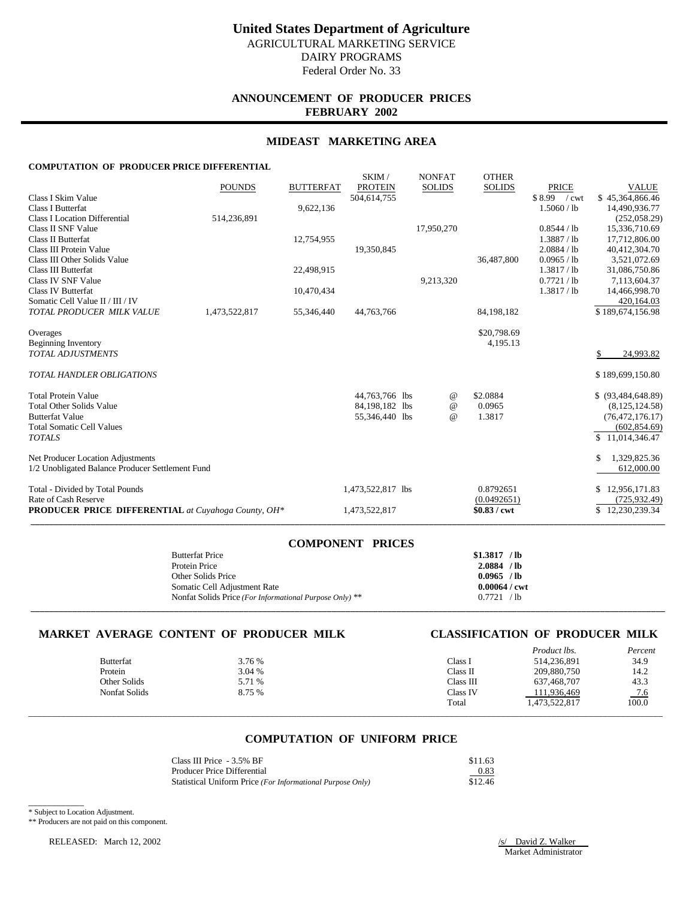# United States Department of Agriculture

AGRICULTURAL MARKETING SERVICE
DAIRY PROGRAMS
Federal Order No. 33

## ANNOUNCEMENT OF PRODUCER PRICES
## FEBRUARY 2002

## MIDEAST MARKETING AREA

### COMPUTATION OF PRODUCER PRICE DIFFERENTIAL

| | POUNDS | BUTTERFAT | SKIM / PROTEIN | NONFAT SOLIDS | OTHER SOLIDS | PRICE | VALUE |
|---|---|---|---|---|---|---|---|
| Class I Skim Value | | | 504,614,755 | | | $ 8.99 / cwt | $ 45,364,866.46 |
| Class I Butterfat | | 9,622,136 | | | | 1.5060 / lb | 14,490,936.77 |
| Class I Location Differential | 514,236,891 | | | | | | (252,058.29) |
| Class II SNF Value | | | | 17,950,270 | | 0.8544 / lb | 15,336,710.69 |
| Class II Butterfat | | 12,754,955 | | | | 1.3887 / lb | 17,712,806.00 |
| Class III Protein Value | | | 19,350,845 | | | 2.0884 / lb | 40,412,304.70 |
| Class III Other Solids Value | | | | | 36,487,800 | 0.0965 / lb | 3,521,072.69 |
| Class III Butterfat | | 22,498,915 | | | | 1.3817 / lb | 31,086,750.86 |
| Class IV SNF Value | | | | 9,213,320 | | 0.7721 / lb | 7,113,604.37 |
| Class IV Butterfat | | 10,470,434 | | | | 1.3817 / lb | 14,466,998.70 |
| Somatic Cell Value II / III / IV | | | | | | | 420,164.03 |
| *TOTAL PRODUCER MILK VALUE* | 1,473,522,817 | 55,346,440 | 44,763,766 | | 84,198,182 | | $ 189,674,156.98 |
| | | | | | | | |
| Overages | | | | | $20,798.69 | | |
| Beginning Inventory | | | | | 4,195.13 | | |
| *TOTAL ADJUSTMENTS* | | | | | | | $ 24,993.82 |
| | | | | | | | |
| *TOTAL HANDLER OBLIGATIONS* | | | | | | | $ 189,699,150.80 |
| | | | | | | | |
| Total Protein Value | | | 44,763,766 lbs | @ | $2.0884 | | $ (93,484,648.89) |
| Total Other Solids Value | | | 84,198,182 lbs | @ | 0.0965 | | (8,125,124.58) |
| Butterfat Value | | | 55,346,440 lbs | @ | 1.3817 | | (76,472,176.17) |
| Total Somatic Cell Values | | | | | | | (602,854.69) |
| *TOTALS* | | | | | | | $ 11,014,346.47 |
| | | | | | | | |
| Net Producer Location Adjustments | | | | | | | $ 1,329,825.36 |
| 1/2 Unobligated Balance Producer Settlement Fund | | | | | | | 612,000.00 |
| | | | | | | | |
| Total - Divided by Total Pounds | | | 1,473,522,817 lbs | | 0.8792651 | | $ 12,956,171.83 |
| Rate of Cash Reserve | | | | | (0.0492651) | | (725,932.49) |
| **PRODUCER PRICE DIFFERENTIAL** *at Cuyahoga County, OH\** | | | 1,473,522,817 | | **$0.83 / cwt** | | $ 12,230,239.34 |

### COMPONENT PRICES

| | |
|---|---|
| Butterfat Price | **$1.3817 / lb** |
| Protein Price | **2.0884 / lb** |
| Other Solids Price | **0.0965 / lb** |
| Somatic Cell Adjustment Rate | **0.00064 / cwt** |
| Nonfat Solids Price *(For Informational Purpose Only)* ** | 0.7721 / lb |

### MARKET AVERAGE CONTENT OF PRODUCER MILK

| | |
|---|---|
| Butterfat | 3.76 % |
| Protein | 3.04 % |
| Other Solids | 5.71 % |
| Nonfat Solids | 8.75 % |

### CLASSIFICATION OF PRODUCER MILK

| | *Product lbs.* | *Percent* |
|---|---|---|
| Class I | 514,236,891 | 34.9 |
| Class II | 209,880,750 | 14.2 |
| Class III | 637,468,707 | 43.3 |
| Class IV | 111,936,469 | 7.6 |
| Total | 1,473,522,817 | 100.0 |

### COMPUTATION OF UNIFORM PRICE

| | |
|---|---|
| Class III Price - 3.5% BF | $11.63 |
| Producer Price Differential | 0.83 |
| Statistical Uniform Price *(For Informational Purpose Only)* | $12.46 |

\* Subject to Location Adjustment.

** Producers are not paid on this component.

RELEASED: March 12, 2002

/s/ David Z. Walker
Market Administrator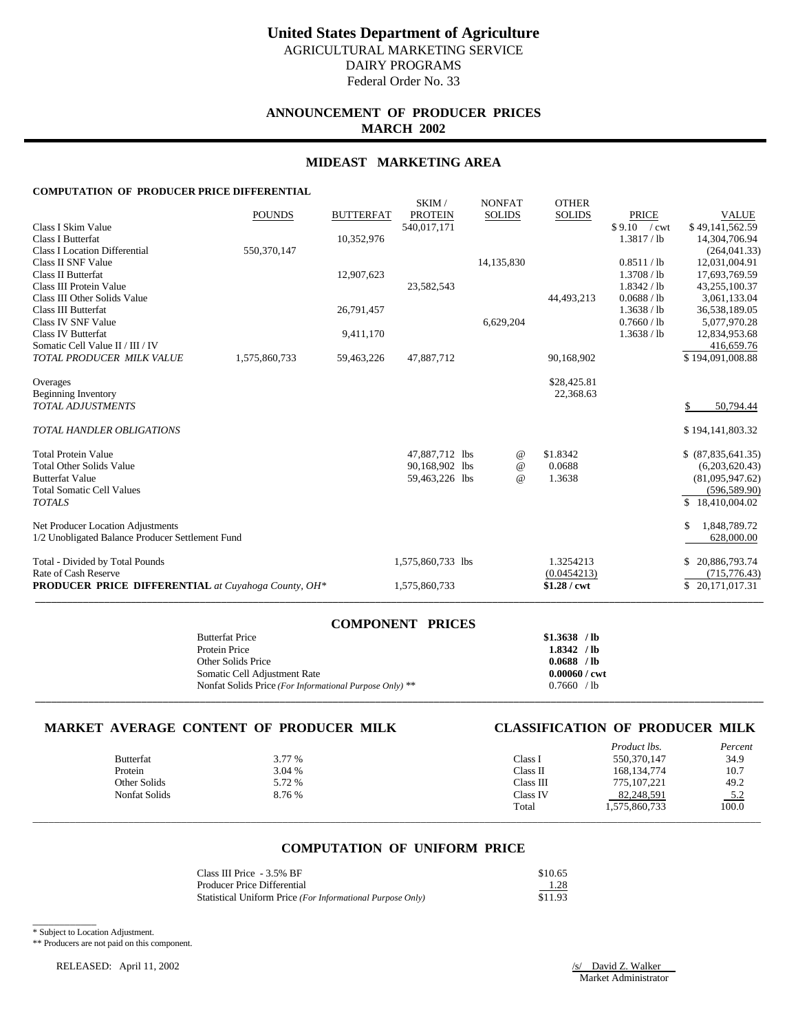# United States Department of Agriculture

AGRICULTURAL MARKETING SERVICE
DAIRY PROGRAMS
Federal Order No. 33

## ANNOUNCEMENT OF PRODUCER PRICES
## MARCH 2002

## MIDEAST MARKETING AREA

### COMPUTATION OF PRODUCER PRICE DIFFERENTIAL

| | POUNDS | BUTTERFAT | SKIM / PROTEIN | NONFAT SOLIDS | OTHER SOLIDS | PRICE | VALUE |
|---|---|---|---|---|---|---|---|
| Class I Skim Value | | | 540,017,171 | | | $9.10 / cwt | $49,141,562.59 |
| Class I Butterfat | | 10,352,976 | | | | 1.3817 / lb | 14,304,706.94 |
| Class I Location Differential | 550,370,147 | | | | | | (264,041.33) |
| Class II SNF Value | | | | 14,135,830 | | 0.8511 / lb | 12,031,004.91 |
| Class II Butterfat | | 12,907,623 | | | | 1.3708 / lb | 17,693,769.59 |
| Class III Protein Value | | | 23,582,543 | | | 1.8342 / lb | 43,255,100.37 |
| Class III Other Solids Value | | | | | 44,493,213 | 0.0688 / lb | 3,061,133.04 |
| Class III Butterfat | | 26,791,457 | | | | 1.3638 / lb | 36,538,189.05 |
| Class IV SNF Value | | | | 6,629,204 | | 0.7660 / lb | 5,077,970.28 |
| Class IV Butterfat | | 9,411,170 | | | | 1.3638 / lb | 12,834,953.68 |
| Somatic Cell Value II / III / IV | | | | | | | 416,659.76 |
| *TOTAL PRODUCER MILK VALUE* | 1,575,860,733 | 59,463,226 | 47,887,712 | | 90,168,902 | | $194,091,008.88 |
| Overages | | | | | $28,425.81 | | |
| Beginning Inventory | | | | | 22,368.63 | | |
| *TOTAL ADJUSTMENTS* | | | | | | | $ 50,794.44 |
| *TOTAL HANDLER OBLIGATIONS* | | | | | | | $194,141,803.32 |
| Total Protein Value | | | 47,887,712 lbs | @ | $1.8342 | | $ (87,835,641.35) |
| Total Other Solids Value | | | 90,168,902 lbs | @ | 0.0688 | | (6,203,620.43) |
| Butterfat Value | | | 59,463,226 lbs | @ | 1.3638 | | (81,095,947.62) |
| Total Somatic Cell Values | | | | | | | (596,589.90) |
| *TOTALS* | | | | | | | $ 18,410,004.02 |
| Net Producer Location Adjustments | | | | | | | $ 1,848,789.72 |
| 1/2 Unobligated Balance Producer Settlement Fund | | | | | | | 628,000.00 |
| Total - Divided by Total Pounds | | | 1,575,860,733 lbs | | 1.3254213 | | $ 20,886,793.74 |
| Rate of Cash Reserve | | | | | (0.0454213) | | (715,776.43) |
| **PRODUCER PRICE DIFFERENTIAL** *at Cuyahoga County, OH\** | | | 1,575,860,733 | | **$1.28 / cwt** | | $ 20,171,017.31 |

### COMPONENT PRICES

| | |
|---|---|
| Butterfat Price | **$1.3638 / lb** |
| Protein Price | **1.8342 / lb** |
| Other Solids Price | **0.0688 / lb** |
| Somatic Cell Adjustment Rate | **0.00060 / cwt** |
| Nonfat Solids Price *(For Informational Purpose Only)* \*\* | 0.7660 / lb |

### MARKET AVERAGE CONTENT OF PRODUCER MILK

| | |
|---|---|
| Butterfat | 3.77 % |
| Protein | 3.04 % |
| Other Solids | 5.72 % |
| Nonfat Solids | 8.76 % |

### CLASSIFICATION OF PRODUCER MILK

| | *Product lbs.* | *Percent* |
|---|---|---|
| Class I | 550,370,147 | 34.9 |
| Class II | 168,134,774 | 10.7 |
| Class III | 775,107,221 | 49.2 |
| Class IV | 82,248,591 | 5.2 |
| Total | 1,575,860,733 | 100.0 |

### COMPUTATION OF UNIFORM PRICE

| | |
|---|---|
| Class III Price - 3.5% BF | $10.65 |
| Producer Price Differential | 1.28 |
| Statistical Uniform Price *(For Informational Purpose Only)* | $11.93 |

\* Subject to Location Adjustment.

\*\* Producers are not paid on this component.

RELEASED: April 11, 2002

/s/ David Z. Walker
Market Administrator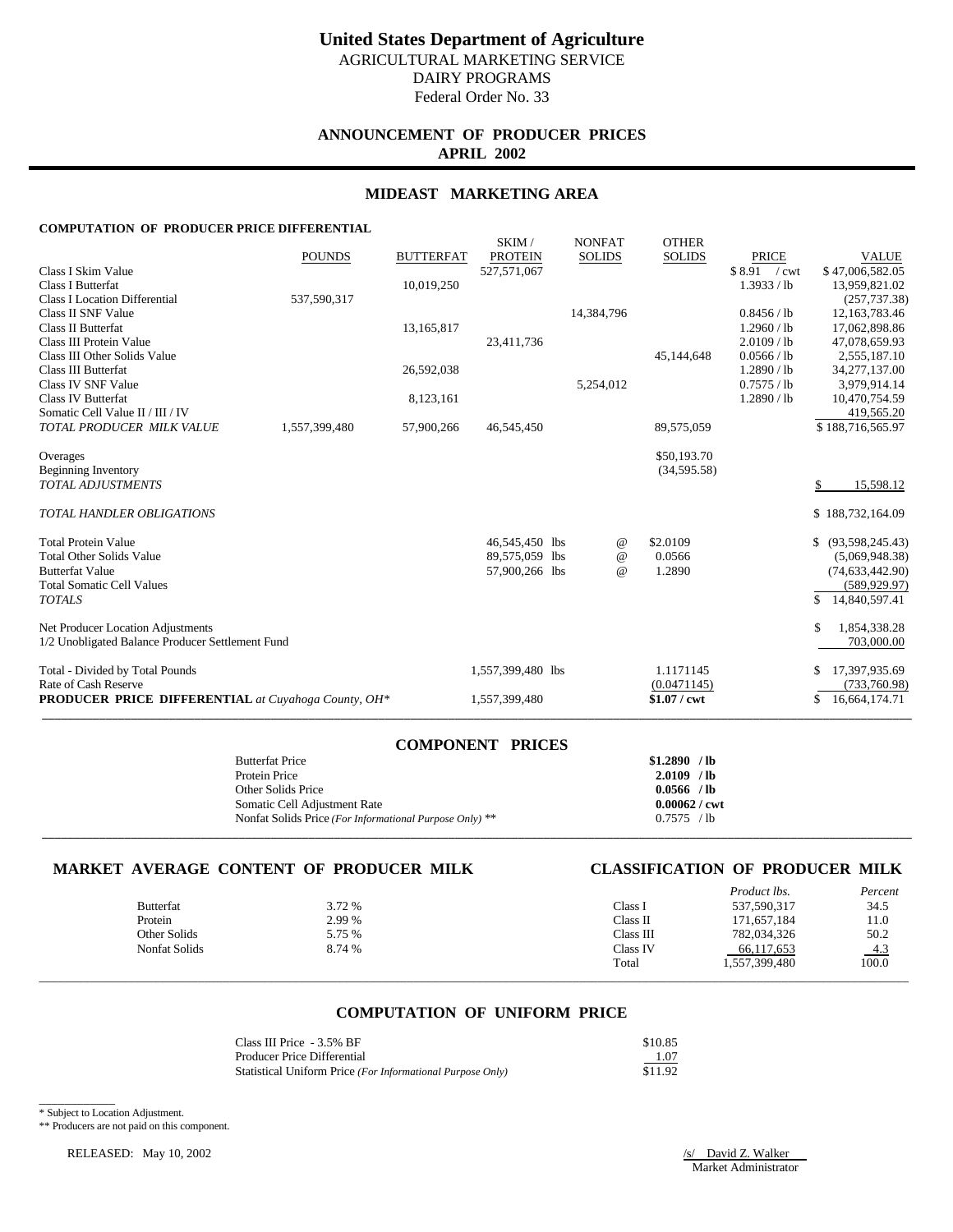# United States Department of Agriculture

AGRICULTURAL MARKETING SERVICE
DAIRY PROGRAMS
Federal Order No. 33

## ANNOUNCEMENT OF PRODUCER PRICES
## APRIL 2002

## MIDEAST MARKETING AREA

### COMPUTATION OF PRODUCER PRICE DIFFERENTIAL

| | POUNDS | BUTTERFAT | SKIM / PROTEIN | NONFAT SOLIDS | OTHER SOLIDS | PRICE | VALUE |
|---|---|---|---|---|---|---|---|
| Class I Skim Value | | | 527,571,067 | | | $8.91 / cwt | $47,006,582.05 |
| Class I Butterfat | | 10,019,250 | | | | 1.3933 / lb | 13,959,821.02 |
| Class I Location Differential | 537,590,317 | | | | | | (257,737.38) |
| Class II SNF Value | | | | 14,384,796 | | 0.8456 / lb | 12,163,783.46 |
| Class II Butterfat | | 13,165,817 | | | | 1.2960 / lb | 17,062,898.86 |
| Class III Protein Value | | | 23,411,736 | | | 2.0109 / lb | 47,078,659.93 |
| Class III Other Solids Value | | | | | 45,144,648 | 0.0566 / lb | 2,555,187.10 |
| Class III Butterfat | | 26,592,038 | | | | 1.2890 / lb | 34,277,137.00 |
| Class IV SNF Value | | | | 5,254,012 | | 0.7575 / lb | 3,979,914.14 |
| Class IV Butterfat | | 8,123,161 | | | | 1.2890 / lb | 10,470,754.59 |
| Somatic Cell Value II / III / IV | | | | | | | 419,565.20 |
| *TOTAL PRODUCER MILK VALUE* | 1,557,399,480 | 57,900,266 | 46,545,450 | | 89,575,059 | | $188,716,565.97 |
| Overages | | | | | $50,193.70 | | |
| Beginning Inventory | | | | | (34,595.58) | | |
| *TOTAL ADJUSTMENTS* | | | | | | | $ 15,598.12 |
| *TOTAL HANDLER OBLIGATIONS* | | | | | | | $ 188,732,164.09 |
| Total Protein Value | | | 46,545,450 lbs | @ | $2.0109 | | $ (93,598,245.43) |
| Total Other Solids Value | | | 89,575,059 lbs | @ | 0.0566 | | (5,069,948.38) |
| Butterfat Value | | | 57,900,266 lbs | @ | 1.2890 | | (74,633,442.90) |
| Total Somatic Cell Values | | | | | | | (589,929.97) |
| *TOTALS* | | | | | | | $ 14,840,597.41 |
| Net Producer Location Adjustments | | | | | | | $ 1,854,338.28 |
| 1/2 Unobligated Balance Producer Settlement Fund | | | | | | | 703,000.00 |
| Total - Divided by Total Pounds | | | 1,557,399,480 lbs | | 1.1171145 | | $ 17,397,935.69 |
| Rate of Cash Reserve | | | | | (0.0471145) | | (733,760.98) |
| **PRODUCER PRICE DIFFERENTIAL** *at Cuyahoga County, OH\** | | | 1,557,399,480 | | **$1.07 / cwt** | | $ 16,664,174.71 |

## COMPONENT PRICES

| | |
|---|---|
| Butterfat Price | **$1.2890 / lb** |
| Protein Price | **2.0109 / lb** |
| Other Solids Price | **0.0566 / lb** |
| Somatic Cell Adjustment Rate | **0.00062 / cwt** |
| Nonfat Solids Price *(For Informational Purpose Only)* ** | 0.7575 / lb |

## MARKET AVERAGE CONTENT OF PRODUCER MILK

| | |
|---|---|
| Butterfat | 3.72 % |
| Protein | 2.99 % |
| Other Solids | 5.75 % |
| Nonfat Solids | 8.74 % |

## CLASSIFICATION OF PRODUCER MILK

| | *Product lbs.* | *Percent* |
|---|---|---|
| Class I | 537,590,317 | 34.5 |
| Class II | 171,657,184 | 11.0 |
| Class III | 782,034,326 | 50.2 |
| Class IV | 66,117,653 | 4.3 |
| Total | 1,557,399,480 | 100.0 |

## COMPUTATION OF UNIFORM PRICE

| | |
|---|---|
| Class III Price - 3.5% BF | $10.85 |
| Producer Price Differential | 1.07 |
| Statistical Uniform Price *(For Informational Purpose Only)* | $11.92 |

\* Subject to Location Adjustment.

** Producers are not paid on this component.

RELEASED: May 10, 2002

/s/ David Z. Walker
Market Administrator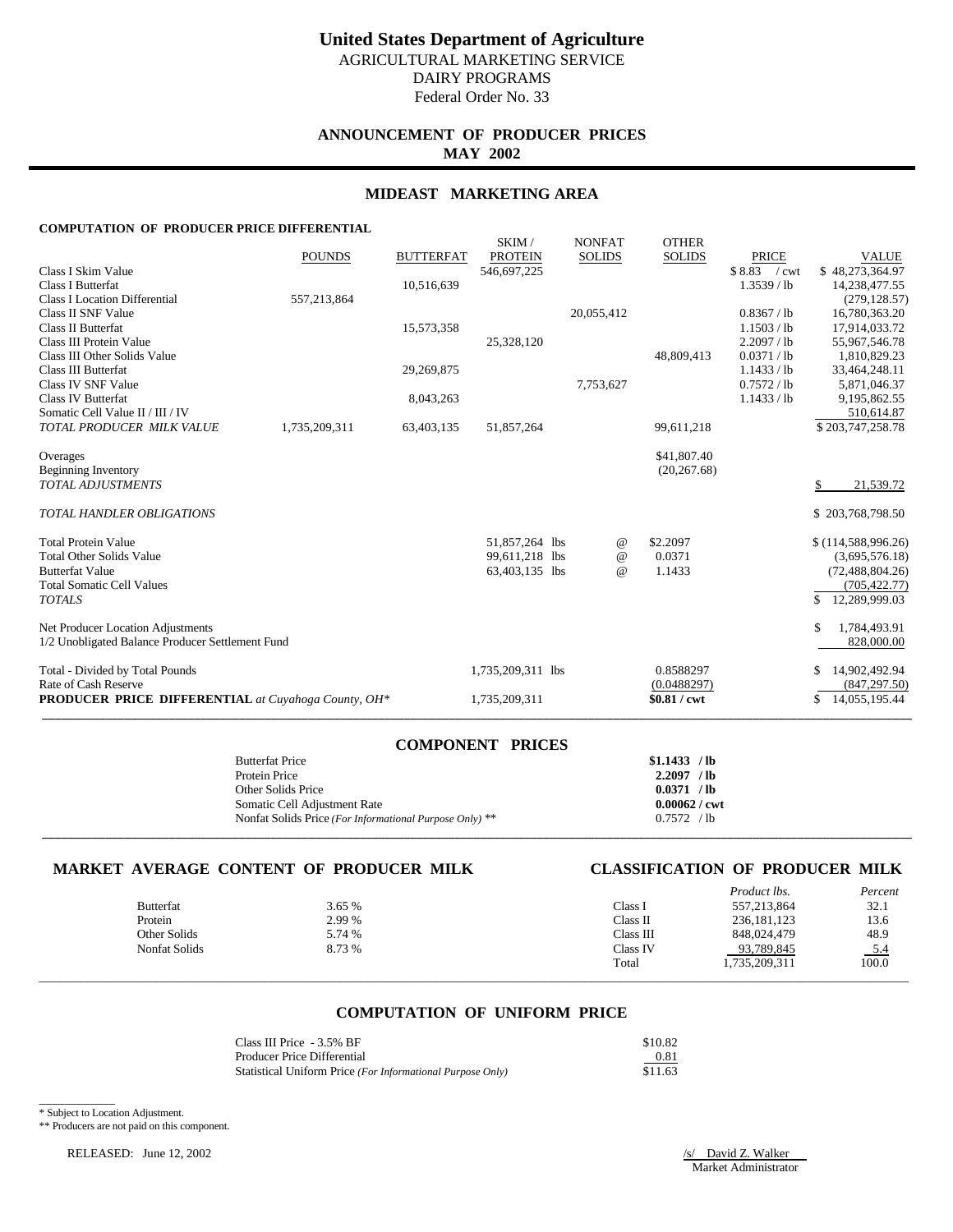# United States Department of Agriculture

AGRICULTURAL MARKETING SERVICE
DAIRY PROGRAMS
Federal Order No. 33

## ANNOUNCEMENT OF PRODUCER PRICES
## MAY 2002

## MIDEAST MARKETING AREA

### COMPUTATION OF PRODUCER PRICE DIFFERENTIAL

| | POUNDS | BUTTERFAT | SKIM / PROTEIN | NONFAT SOLIDS | OTHER SOLIDS | PRICE | VALUE |
|---|---|---|---|---|---|---|---|
| Class I Skim Value | | | 546,697,225 | | | $ 8.83 / cwt | $ 48,273,364.97 |
| Class I Butterfat | | 10,516,639 | | | | 1.3539 / lb | 14,238,477.55 |
| Class I Location Differential | 557,213,864 | | | | | | (279,128.57) |
| Class II SNF Value | | | | 20,055,412 | | 0.8367 / lb | 16,780,363.20 |
| Class II Butterfat | | 15,573,358 | | | | 1.1503 / lb | 17,914,033.72 |
| Class III Protein Value | | | 25,328,120 | | | 2.2097 / lb | 55,967,546.78 |
| Class III Other Solids Value | | | | | 48,809,413 | 0.0371 / lb | 1,810,829.23 |
| Class III Butterfat | | 29,269,875 | | | | 1.1433 / lb | 33,464,248.11 |
| Class IV SNF Value | | | | 7,753,627 | | 0.7572 / lb | 5,871,046.37 |
| Class IV Butterfat | | 8,043,263 | | | | 1.1433 / lb | 9,195,862.55 |
| Somatic Cell Value II / III / IV | | | | | | | 510,614.87 |
| *TOTAL PRODUCER MILK VALUE* | 1,735,209,311 | 63,403,135 | 51,857,264 | | 99,611,218 | | $ 203,747,258.78 |
| | | | | | | | |
| Overages | | | | | $41,807.40 | | |
| Beginning Inventory | | | | | (20,267.68) | | |
| *TOTAL ADJUSTMENTS* | | | | | | | $ 21,539.72 |
| | | | | | | | |
| *TOTAL HANDLER OBLIGATIONS* | | | | | | | $ 203,768,798.50 |
| | | | | | | | |
| Total Protein Value | | | 51,857,264 lbs | @ | $2.2097 | | $ (114,588,996.26) |
| Total Other Solids Value | | | 99,611,218 lbs | @ | 0.0371 | | (3,695,576.18) |
| Butterfat Value | | | 63,403,135 lbs | @ | 1.1433 | | (72,488,804.26) |
| Total Somatic Cell Values | | | | | | | (705,422.77) |
| *TOTALS* | | | | | | | $ 12,289,999.03 |
| | | | | | | | |
| Net Producer Location Adjustments | | | | | | | $ 1,784,493.91 |
| 1/2 Unobligated Balance Producer Settlement Fund | | | | | | | 828,000.00 |
| | | | | | | | |
| Total - Divided by Total Pounds | | | 1,735,209,311 lbs | | 0.8588297 | | $ 14,902,492.94 |
| Rate of Cash Reserve | | | | | (0.0488297) | | (847,297.50) |
| **PRODUCER PRICE DIFFERENTIAL** *at Cuyahoga County, OH\** | | | 1,735,209,311 | | **$0.81 / cwt** | | $ 14,055,195.44 |

## COMPONENT PRICES

| | |
|---|---|
| Butterfat Price | **$1.1433 / lb** |
| Protein Price | **2.2097 / lb** |
| Other Solids Price | **0.0371 / lb** |
| Somatic Cell Adjustment Rate | **0.00062 / cwt** |
| Nonfat Solids Price *(For Informational Purpose Only)* ** | 0.7572 / lb |

## MARKET AVERAGE CONTENT OF PRODUCER MILK

| | |
|---|---|
| Butterfat | 3.65 % |
| Protein | 2.99 % |
| Other Solids | 5.74 % |
| Nonfat Solids | 8.73 % |

## CLASSIFICATION OF PRODUCER MILK

| | *Product lbs.* | *Percent* |
|---|---|---|
| Class I | 557,213,864 | 32.1 |
| Class II | 236,181,123 | 13.6 |
| Class III | 848,024,479 | 48.9 |
| Class IV | 93,789,845 | 5.4 |
| Total | 1,735,209,311 | 100.0 |

## COMPUTATION OF UNIFORM PRICE

| | |
|---|---|
| Class III Price - 3.5% BF | $10.82 |
| Producer Price Differential | 0.81 |
| Statistical Uniform Price *(For Informational Purpose Only)* | $11.63 |

\* Subject to Location Adjustment.

** Producers are not paid on this component.

RELEASED: June 12, 2002

/s/ David Z. Walker
Market Administrator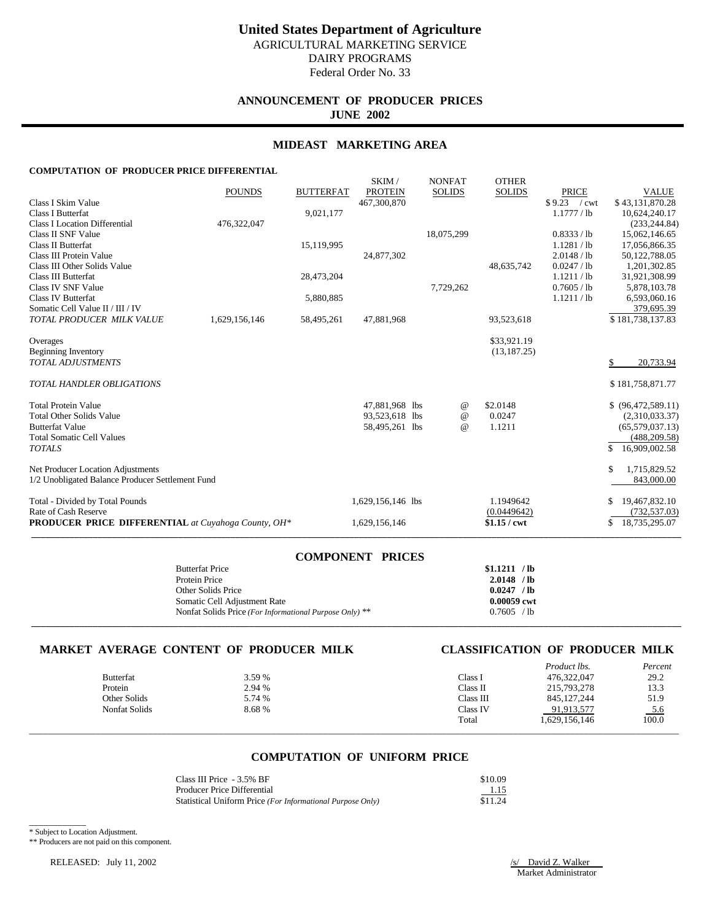# United States Department of Agriculture

AGRICULTURAL MARKETING SERVICE
DAIRY PROGRAMS
Federal Order No. 33

## ANNOUNCEMENT OF PRODUCER PRICES
## JUNE 2002

## MIDEAST MARKETING AREA

### COMPUTATION OF PRODUCER PRICE DIFFERENTIAL

| | POUNDS | BUTTERFAT | SKIM / PROTEIN | NONFAT SOLIDS | OTHER SOLIDS | PRICE | VALUE |
|---|---|---|---|---|---|---|---|
| Class I Skim Value | | | 467,300,870 | | | $ 9.23 / cwt | $ 43,131,870.28 |
| Class I Butterfat | | 9,021,177 | | | | 1.1777 / lb | 10,624,240.17 |
| Class I Location Differential | 476,322,047 | | | | | | (233,244.84) |
| Class II SNF Value | | | | 18,075,299 | | 0.8333 / lb | 15,062,146.65 |
| Class II Butterfat | | 15,119,995 | | | | 1.1281 / lb | 17,056,866.35 |
| Class III Protein Value | | | 24,877,302 | | | 2.0148 / lb | 50,122,788.05 |
| Class III Other Solids Value | | | | | 48,635,742 | 0.0247 / lb | 1,201,302.85 |
| Class III Butterfat | | 28,473,204 | | | | 1.1211 / lb | 31,921,308.99 |
| Class IV SNF Value | | | | 7,729,262 | | 0.7605 / lb | 5,878,103.78 |
| Class IV Butterfat | | 5,880,885 | | | | 1.1211 / lb | 6,593,060.16 |
| Somatic Cell Value II / III / IV | | | | | | | 379,695.39 |
| *TOTAL PRODUCER MILK VALUE* | 1,629,156,146 | 58,495,261 | 47,881,968 | | 93,523,618 | | $ 181,738,137.83 |
| | | | | | | | |
| Overages | | | | | $33,921.19 | | |
| Beginning Inventory | | | | | (13,187.25) | | |
| *TOTAL ADJUSTMENTS* | | | | | | | $ 20,733.94 |
| | | | | | | | |
| *TOTAL HANDLER OBLIGATIONS* | | | | | | | $ 181,758,871.77 |
| | | | | | | | |
| Total Protein Value | | | 47,881,968 lbs | @ | $2.0148 | | $ (96,472,589.11) |
| Total Other Solids Value | | | 93,523,618 lbs | @ | 0.0247 | | (2,310,033.37) |
| Butterfat Value | | | 58,495,261 lbs | @ | 1.1211 | | (65,579,037.13) |
| Total Somatic Cell Values | | | | | | | (488,209.58) |
| *TOTALS* | | | | | | | $ 16,909,002.58 |
| | | | | | | | |
| Net Producer Location Adjustments | | | | | | | $ 1,715,829.52 |
| 1/2 Unobligated Balance Producer Settlement Fund | | | | | | | 843,000.00 |
| | | | | | | | |
| Total - Divided by Total Pounds | | | 1,629,156,146 lbs | | 1.1949642 | | $ 19,467,832.10 |
| Rate of Cash Reserve | | | | | (0.0449642) | | (732,537.03) |
| **PRODUCER PRICE DIFFERENTIAL** *at Cuyahoga County, OH** | | | 1,629,156,146 | | **$1.15 / cwt** | | $ 18,735,295.07 |

### COMPONENT PRICES

| | |
|---|---|
| Butterfat Price | **$1.1211 / lb** |
| Protein Price | **2.0148 / lb** |
| Other Solids Price | **0.0247 / lb** |
| Somatic Cell Adjustment Rate | **0.00059 cwt** |
| Nonfat Solids Price *(For Informational Purpose Only)* ** | 0.7605 / lb |

### MARKET AVERAGE CONTENT OF PRODUCER MILK

| | |
|---|---|
| Butterfat | 3.59 % |
| Protein | 2.94 % |
| Other Solids | 5.74 % |
| Nonfat Solids | 8.68 % |

### CLASSIFICATION OF PRODUCER MILK

| | *Product lbs.* | *Percent* |
|---|---|---|
| Class I | 476,322,047 | 29.2 |
| Class II | 215,793,278 | 13.3 |
| Class III | 845,127,244 | 51.9 |
| Class IV | 91,913,577 | 5.6 |
| Total | 1,629,156,146 | 100.0 |

### COMPUTATION OF UNIFORM PRICE

| | |
|---|---|
| Class III Price - 3.5% BF | $10.09 |
| Producer Price Differential | 1.15 |
| Statistical Uniform Price *(For Informational Purpose Only)* | $11.24 |

\* Subject to Location Adjustment.

** Producers are not paid on this component.

RELEASED: July 11, 2002

/s/ David Z. Walker
Market Administrator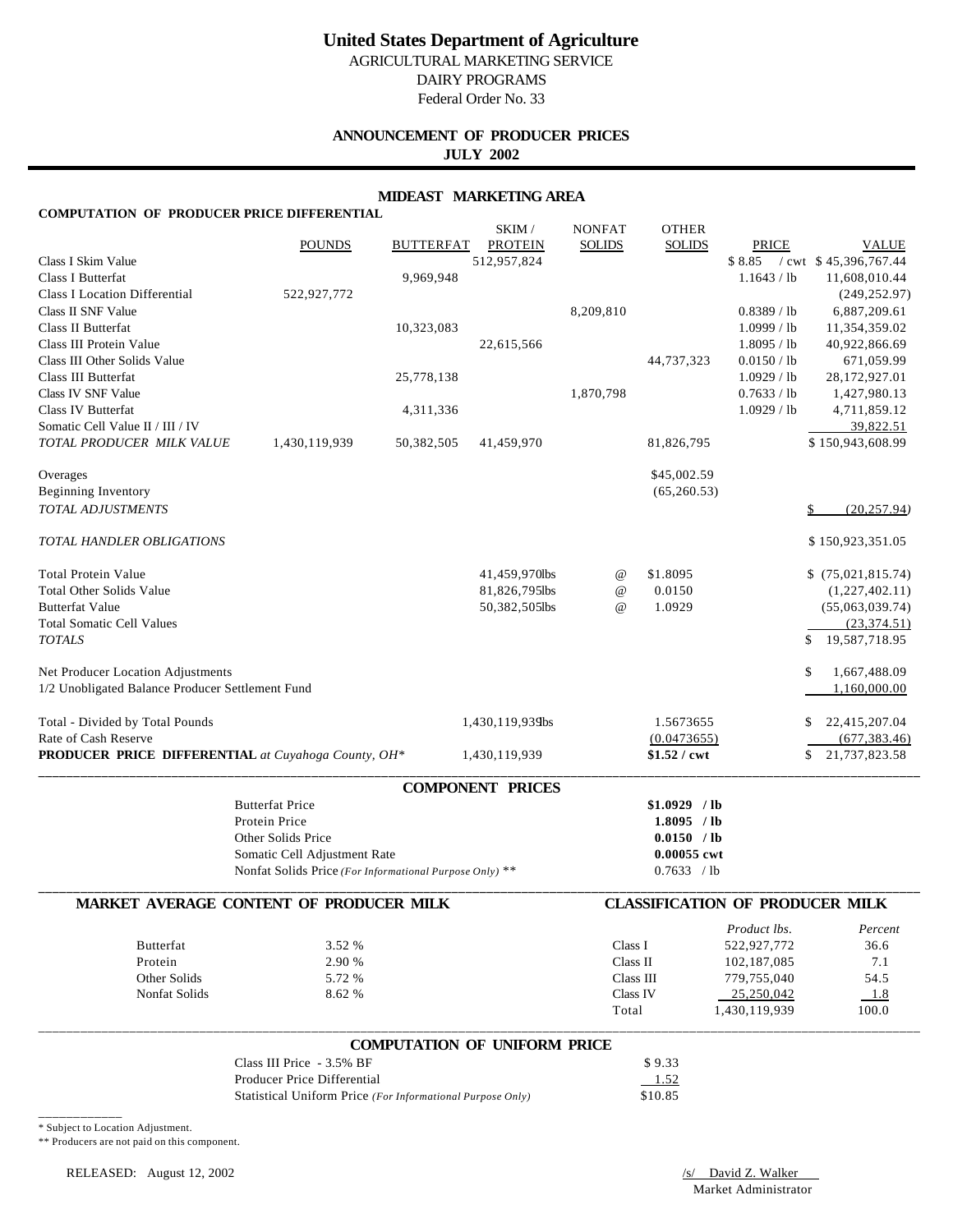# United States Department of Agriculture

AGRICULTURAL MARKETING SERVICE
DAIRY PROGRAMS
Federal Order No. 33

## ANNOUNCEMENT OF PRODUCER PRICES
**JULY 2002**

### MIDEAST MARKETING AREA

**COMPUTATION OF PRODUCER PRICE DIFFERENTIAL**

| | POUNDS | BUTTERFAT | SKIM / PROTEIN | NONFAT SOLIDS | OTHER SOLIDS | PRICE | VALUE |
|---|---|---|---|---|---|---|---|
| Class I Skim Value | | | 512,957,824 | | | $ 8.85 / cwt | $ 45,396,767.44 |
| Class I Butterfat | | 9,969,948 | | | | 1.1643 / lb | 11,608,010.44 |
| Class I Location Differential | 522,927,772 | | | | | | (249,252.97) |
| Class II SNF Value | | | | 8,209,810 | | 0.8389 / lb | 6,887,209.61 |
| Class II Butterfat | | 10,323,083 | | | | 1.0999 / lb | 11,354,359.02 |
| Class III Protein Value | | | 22,615,566 | | | 1.8095 / lb | 40,922,866.69 |
| Class III Other Solids Value | | | | | 44,737,323 | 0.0150 / lb | 671,059.99 |
| Class III Butterfat | | 25,778,138 | | | | 1.0929 / lb | 28,172,927.01 |
| Class IV SNF Value | | | | 1,870,798 | | 0.7633 / lb | 1,427,980.13 |
| Class IV Butterfat | | 4,311,336 | | | | 1.0929 / lb | 4,711,859.12 |
| Somatic Cell Value II / III / IV | | | | | | | 39,822.51 |
| *TOTAL PRODUCER MILK VALUE* | 1,430,119,939 | 50,382,505 | 41,459,970 | | 81,826,795 | | $ 150,943,608.99 |
| Overages | | | | | $45,002.59 | | |
| Beginning Inventory | | | | | (65,260.53) | | |
| *TOTAL ADJUSTMENTS* | | | | | | | $ (20,257.94) |
| *TOTAL HANDLER OBLIGATIONS* | | | | | | | $ 150,923,351.05 |
| Total Protein Value | | | 41,459,970lbs | @ | $1.8095 | | $ (75,021,815.74) |
| Total Other Solids Value | | | 81,826,795lbs | @ | 0.0150 | | (1,227,402.11) |
| Butterfat Value | | | 50,382,505lbs | @ | 1.0929 | | (55,063,039.74) |
| Total Somatic Cell Values | | | | | | | (23,374.51) |
| *TOTALS* | | | | | | | $ 19,587,718.95 |
| Net Producer Location Adjustments | | | | | | | $ 1,667,488.09 |
| 1/2 Unobligated Balance Producer Settlement Fund | | | | | | | 1,160,000.00 |
| Total - Divided by Total Pounds | | | 1,430,119,939lbs | | 1.5673655 | | $ 22,415,207.04 |
| Rate of Cash Reserve | | | | | (0.0473655) | | (677,383.46) |
| **PRODUCER PRICE DIFFERENTIAL** *at Cuyahoga County, OH\** | | | 1,430,119,939 | | **$1.52 / cwt** | | $ 21,737,823.58 |

### COMPONENT PRICES

| | |
|---|---|
| Butterfat Price | **$1.0929 / lb** |
| Protein Price | **1.8095 / lb** |
| Other Solids Price | **0.0150 / lb** |
| Somatic Cell Adjustment Rate | **0.00055 cwt** |
| Nonfat Solids Price *(For Informational Purpose Only)* ** | 0.7633 / lb |

### MARKET AVERAGE CONTENT OF PRODUCER MILK

| | |
|---|---|
| Butterfat | 3.52 % |
| Protein | 2.90 % |
| Other Solids | 5.72 % |
| Nonfat Solids | 8.62 % |

### CLASSIFICATION OF PRODUCER MILK

| | *Product lbs.* | *Percent* |
|---|---|---|
| Class I | 522,927,772 | 36.6 |
| Class II | 102,187,085 | 7.1 |
| Class III | 779,755,040 | 54.5 |
| Class IV | 25,250,042 | 1.8 |
| Total | 1,430,119,939 | 100.0 |

### COMPUTATION OF UNIFORM PRICE

| | |
|---|---|
| Class III Price - 3.5% BF | $ 9.33 |
| Producer Price Differential | 1.52 |
| Statistical Uniform Price *(For Informational Purpose Only)* | $10.85 |

\* Subject to Location Adjustment.

** Producers are not paid on this component.

RELEASED: August 12, 2002

/s/ David Z. Walker
Market Administrator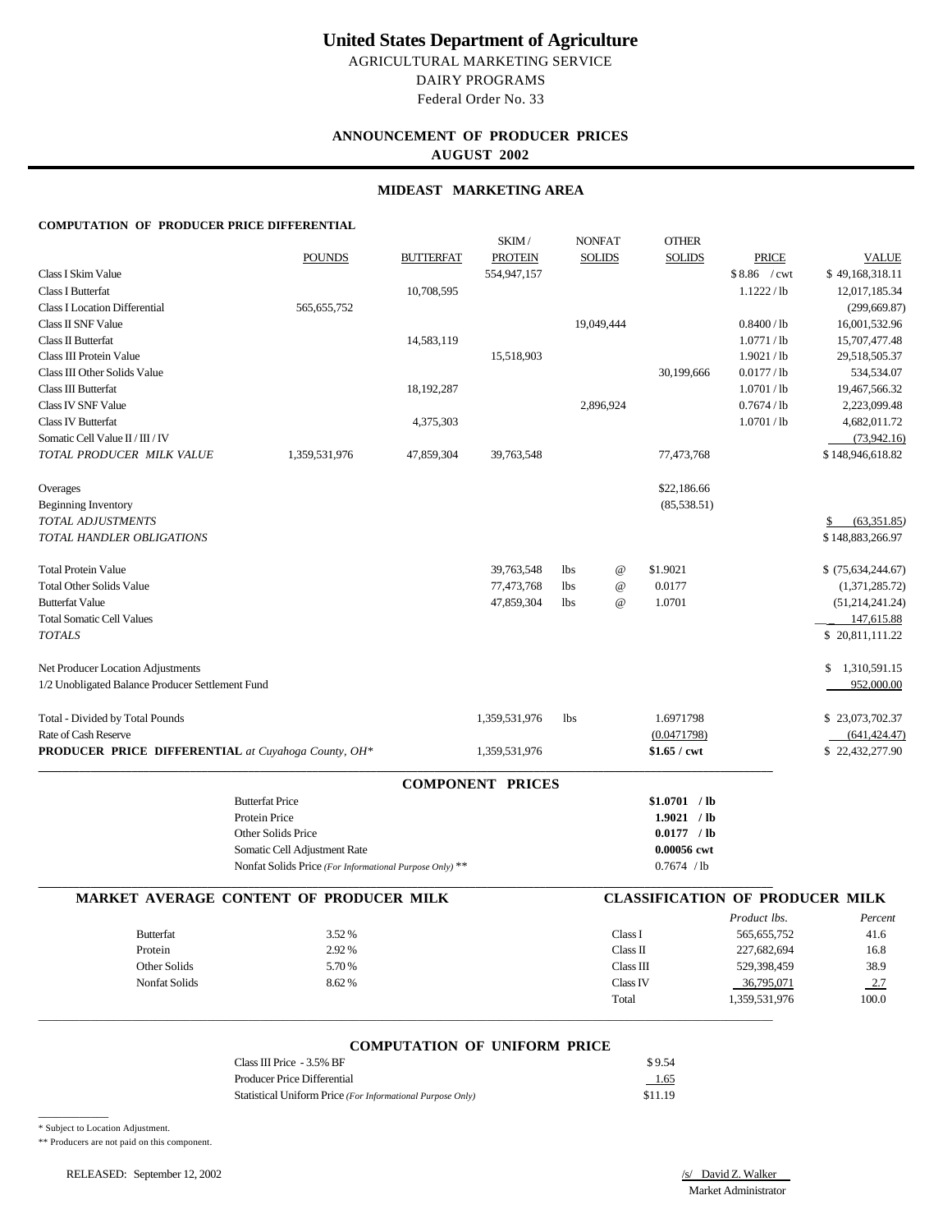# United States Department of Agriculture

AGRICULTURAL MARKETING SERVICE

DAIRY PROGRAMS

Federal Order No. 33

## ANNOUNCEMENT OF PRODUCER PRICES

**AUGUST 2002**

### MIDEAST MARKETING AREA

**COMPUTATION OF PRODUCER PRICE DIFFERENTIAL**

| | POUNDS | BUTTERFAT | SKIM / PROTEIN | NONFAT SOLIDS | OTHER SOLIDS | PRICE | VALUE |
|---|---|---|---|---|---|---|---|
| Class I Skim Value | | | 554,947,157 | | | $ 8.86 / cwt | $ 49,168,318.11 |
| Class I Butterfat | | 10,708,595 | | | | 1.1222 / lb | 12,017,185.34 |
| Class I Location Differential | 565,655,752 | | | | | | (299,669.87) |
| Class II SNF Value | | | | 19,049,444 | | 0.8400 / lb | 16,001,532.96 |
| Class II Butterfat | | 14,583,119 | | | | 1.0771 / lb | 15,707,477.48 |
| Class III Protein Value | | | 15,518,903 | | | 1.9021 / lb | 29,518,505.37 |
| Class III Other Solids Value | | | | | 30,199,666 | 0.0177 / lb | 534,534.07 |
| Class III Butterfat | | 18,192,287 | | | | 1.0701 / lb | 19,467,566.32 |
| Class IV SNF Value | | | | 2,896,924 | | 0.7674 / lb | 2,223,099.48 |
| Class IV Butterfat | | 4,375,303 | | | | 1.0701 / lb | 4,682,011.72 |
| Somatic Cell Value II / III / IV | | | | | | | (73,942.16) |
| *TOTAL PRODUCER MILK VALUE* | 1,359,531,976 | 47,859,304 | 39,763,548 | | 77,473,768 | | $ 148,946,618.82 |
| Overages | | | | | $22,186.66 | | |
| Beginning Inventory | | | | | (85,538.51) | | |
| *TOTAL ADJUSTMENTS* | | | | | | | $ (63,351.85) |
| *TOTAL HANDLER OBLIGATIONS* | | | | | | | $ 148,883,266.97 |
| Total Protein Value | | | 39,763,548 | lbs @ | $1.9021 | | $ (75,634,244.67) |
| Total Other Solids Value | | | 77,473,768 | lbs @ | 0.0177 | | (1,371,285.72) |
| Butterfat Value | | | 47,859,304 | lbs @ | 1.0701 | | (51,214,241.24) |
| Total Somatic Cell Values | | | | | | | 147,615.88 |
| *TOTALS* | | | | | | | $ 20,811,111.22 |
| Net Producer Location Adjustments | | | | | | | $ 1,310,591.15 |
| 1/2 Unobligated Balance Producer Settlement Fund | | | | | | | 952,000.00 |
| Total - Divided by Total Pounds | | | 1,359,531,976 | lbs | 1.6971798 | | $ 23,073,702.37 |
| Rate of Cash Reserve | | | | | (0.0471798) | | (641,424.47) |
| **PRODUCER PRICE DIFFERENTIAL** *at Cuyahoga County, OH** | | | 1,359,531,976 | | **$1.65 / cwt** | | $ 22,432,277.90 |

### COMPONENT PRICES

| | |
|---|---|
| Butterfat Price | **$1.0701 / lb** |
| Protein Price | **1.9021 / lb** |
| Other Solids Price | **0.0177 / lb** |
| Somatic Cell Adjustment Rate | **0.00056 cwt** |
| Nonfat Solids Price *(For Informational Purpose Only)* ** | 0.7674 / lb |

### MARKET AVERAGE CONTENT OF PRODUCER MILK

| | |
|---|---|
| Butterfat | 3.52 % |
| Protein | 2.92 % |
| Other Solids | 5.70 % |
| Nonfat Solids | 8.62 % |

### CLASSIFICATION OF PRODUCER MILK

| | *Product lbs.* | *Percent* |
|---|---|---|
| Class I | 565,655,752 | 41.6 |
| Class II | 227,682,694 | 16.8 |
| Class III | 529,398,459 | 38.9 |
| Class IV | 36,795,071 | 2.7 |
| Total | 1,359,531,976 | 100.0 |

### COMPUTATION OF UNIFORM PRICE

| | |
|---|---|
| Class III Price - 3.5% BF | $ 9.54 |
| Producer Price Differential | 1.65 |
| Statistical Uniform Price *(For Informational Purpose Only)* | $11.19 |

\* Subject to Location Adjustment.

** Producers are not paid on this component.

RELEASED: September 12, 2002

/s/ David Z. Walker
Market Administrator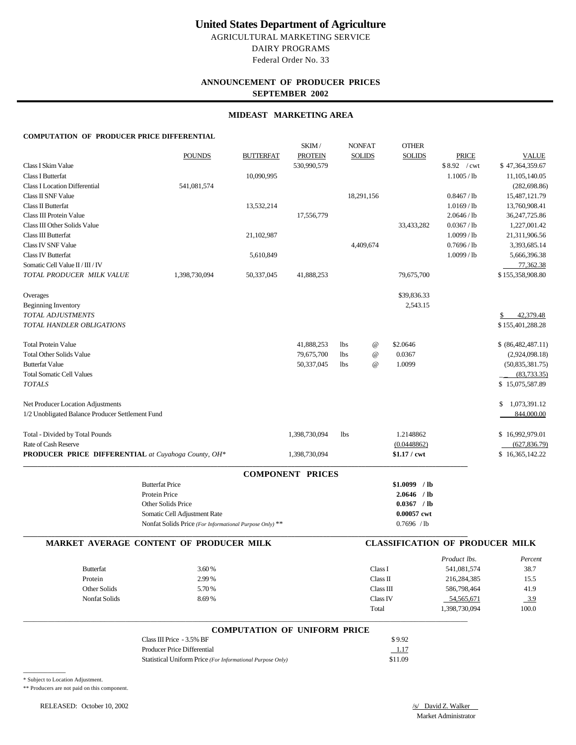# United States Department of Agriculture

AGRICULTURAL MARKETING SERVICE

DAIRY PROGRAMS

Federal Order No. 33

**ANNOUNCEMENT OF PRODUCER PRICES**

**SEPTEMBER 2002**

**MIDEAST MARKETING AREA**

**COMPUTATION OF PRODUCER PRICE DIFFERENTIAL**

| | POUNDS | BUTTERFAT | SKIM / PROTEIN | NONFAT SOLIDS | OTHER SOLIDS | PRICE | VALUE |
|---|---|---|---|---|---|---|---|
| Class I Skim Value | | | 530,990,579 | | | $ 8.92 / cwt | $ 47,364,359.67 |
| Class I Butterfat | | 10,090,995 | | | | 1.1005 / lb | 11,105,140.05 |
| Class I Location Differential | 541,081,574 | | | | | | (282,698.86) |
| Class II SNF Value | | | | 18,291,156 | | 0.8467 / lb | 15,487,121.79 |
| Class II Butterfat | | 13,532,214 | | | | 1.0169 / lb | 13,760,908.41 |
| Class III Protein Value | | | 17,556,779 | | | 2.0646 / lb | 36,247,725.86 |
| Class III Other Solids Value | | | | | 33,433,282 | 0.0367 / lb | 1,227,001.42 |
| Class III Butterfat | | 21,102,987 | | | | 1.0099 / lb | 21,311,906.56 |
| Class IV SNF Value | | | | 4,409,674 | | 0.7696 / lb | 3,393,685.14 |
| Class IV Butterfat | | 5,610,849 | | | | 1.0099 / lb | 5,666,396.38 |
| Somatic Cell Value II / III / IV | | | | | | | 77,362.38 |
| *TOTAL PRODUCER MILK VALUE* | 1,398,730,094 | 50,337,045 | 41,888,253 | | 79,675,700 | | $ 155,358,908.80 |
| Overages | | | | | $39,836.33 | | |
| Beginning Inventory | | | | | 2,543.15 | | |
| *TOTAL ADJUSTMENTS* | | | | | | | $ 42,379.48 |
| *TOTAL HANDLER OBLIGATIONS* | | | | | | | $ 155,401,288.28 |
| Total Protein Value | | | 41,888,253 | lbs @ | $2.0646 | | $ (86,482,487.11) |
| Total Other Solids Value | | | 79,675,700 | lbs @ | 0.0367 | | (2,924,098.18) |
| Butterfat Value | | | 50,337,045 | lbs @ | 1.0099 | | (50,835,381.75) |
| Total Somatic Cell Values | | | | | | | (83,733.35) |
| *TOTALS* | | | | | | | $ 15,075,587.89 |
| Net Producer Location Adjustments | | | | | | | $ 1,073,391.12 |
| 1/2 Unobligated Balance Producer Settlement Fund | | | | | | | 844,000.00 |
| Total - Divided by Total Pounds | | | 1,398,730,094 | lbs | 1.2148862 | | $ 16,992,979.01 |
| Rate of Cash Reserve | | | | | (0.0448862) | | (627,836.79) |
| **PRODUCER PRICE DIFFERENTIAL** *at Cuyahoga County, OH\** | | | 1,398,730,094 | | **$1.17 / cwt** | | $ 16,365,142.22 |

## COMPONENT PRICES

| | |
|---|---|
| Butterfat Price | **$1.0099 / lb** |
| Protein Price | **2.0646 / lb** |
| Other Solids Price | **0.0367 / lb** |
| Somatic Cell Adjustment Rate | **0.00057 cwt** |
| Nonfat Solids Price *(For Informational Purpose Only)* ** | 0.7696 / lb |

## MARKET AVERAGE CONTENT OF PRODUCER MILK

| | |
|---|---|
| Butterfat | 3.60 % |
| Protein | 2.99 % |
| Other Solids | 5.70 % |
| Nonfat Solids | 8.69 % |

## CLASSIFICATION OF PRODUCER MILK

| | *Product lbs.* | *Percent* |
|---|---|---|
| Class I | 541,081,574 | 38.7 |
| Class II | 216,284,385 | 15.5 |
| Class III | 586,798,464 | 41.9 |
| Class IV | 54,565,671 | 3.9 |
| Total | 1,398,730,094 | 100.0 |

## COMPUTATION OF UNIFORM PRICE

| | |
|---|---|
| Class III Price - 3.5% BF | $ 9.92 |
| Producer Price Differential | 1.17 |
| Statistical Uniform Price *(For Informational Purpose Only)* | $11.09 |

\* Subject to Location Adjustment.

** Producers are not paid on this component.

RELEASED: October 10, 2002

/s/ David Z. Walker

Market Administrator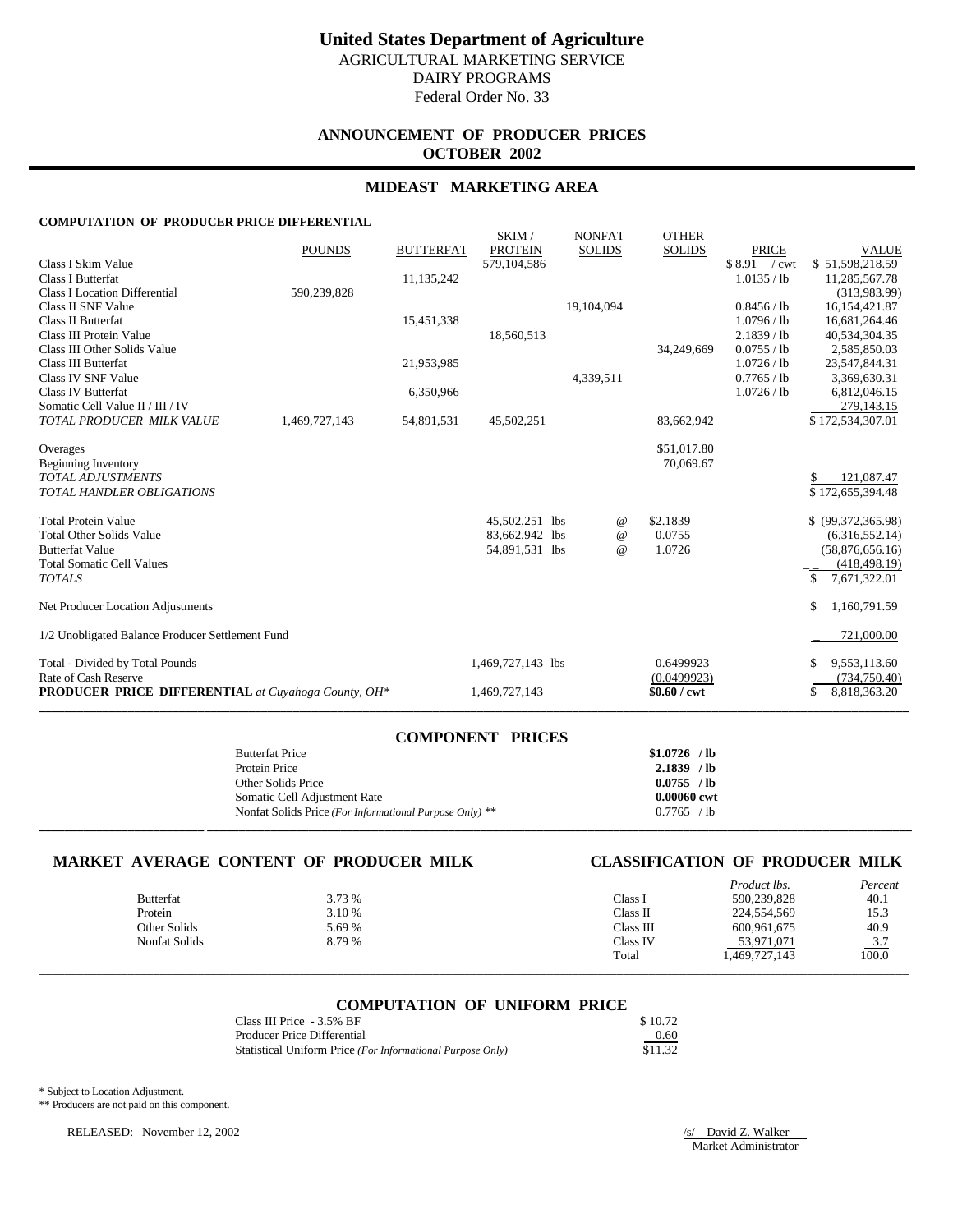# United States Department of Agriculture

AGRICULTURAL MARKETING SERVICE

DAIRY PROGRAMS

Federal Order No. 33

## ANNOUNCEMENT OF PRODUCER PRICES

## OCTOBER 2002

## MIDEAST MARKETING AREA

### COMPUTATION OF PRODUCER PRICE DIFFERENTIAL

| | POUNDS | BUTTERFAT | SKIM / PROTEIN | NONFAT SOLIDS | OTHER SOLIDS | PRICE | VALUE |
|---|---|---|---|---|---|---|---|
| Class I Skim Value | | | 579,104,586 | | | $8.91 / cwt | $ 51,598,218.59 |
| Class I Butterfat | | 11,135,242 | | | | 1.0135 / lb | 11,285,567.78 |
| Class I Location Differential | 590,239,828 | | | | | | (313,983.99) |
| Class II SNF Value | | | | 19,104,094 | | 0.8456 / lb | 16,154,421.87 |
| Class II Butterfat | | 15,451,338 | | | | 1.0796 / lb | 16,681,264.46 |
| Class III Protein Value | | | 18,560,513 | | | 2.1839 / lb | 40,534,304.35 |
| Class III Other Solids Value | | | | | 34,249,669 | 0.0755 / lb | 2,585,850.03 |
| Class III Butterfat | | 21,953,985 | | | | 1.0726 / lb | 23,547,844.31 |
| Class IV SNF Value | | | | 4,339,511 | | 0.7765 / lb | 3,369,630.31 |
| Class IV Butterfat | | 6,350,966 | | | | 1.0726 / lb | 6,812,046.15 |
| Somatic Cell Value II / III / IV | | | | | | | 279,143.15 |
| *TOTAL PRODUCER MILK VALUE* | 1,469,727,143 | 54,891,531 | 45,502,251 | | 83,662,942 | | $ 172,534,307.01 |
| Overages | | | | | $51,017.80 | | |
| Beginning Inventory | | | | | 70,069.67 | | |
| *TOTAL ADJUSTMENTS* | | | | | | | $ 121,087.47 |
| *TOTAL HANDLER OBLIGATIONS* | | | | | | | $ 172,655,394.48 |
| Total Protein Value | | | 45,502,251 lbs | @ | $2.1839 | | $ (99,372,365.98) |
| Total Other Solids Value | | | 83,662,942 lbs | @ | 0.0755 | | (6,316,552.14) |
| Butterfat Value | | | 54,891,531 lbs | @ | 1.0726 | | (58,876,656.16) |
| Total Somatic Cell Values | | | | | | | (418,498.19) |
| *TOTALS* | | | | | | | $ 7,671,322.01 |
| Net Producer Location Adjustments | | | | | | | $ 1,160,791.59 |
| 1/2 Unobligated Balance Producer Settlement Fund | | | | | | | 721,000.00 |
| Total - Divided by Total Pounds | | | 1,469,727,143 lbs | | 0.6499923 | | $ 9,553,113.60 |
| Rate of Cash Reserve | | | | | (0.0499923) | | (734,750.40) |
| **PRODUCER PRICE DIFFERENTIAL** *at Cuyahoga County, OH\** | | | 1,469,727,143 | | **$0.60 / cwt** | | $ 8,818,363.20 |

## COMPONENT PRICES

| | |
|---|---|
| Butterfat Price | **$1.0726 / lb** |
| Protein Price | **2.1839 / lb** |
| Other Solids Price | **0.0755 / lb** |
| Somatic Cell Adjustment Rate | **0.00060 cwt** |
| Nonfat Solids Price *(For Informational Purpose Only)* \*\* | 0.7765 / lb |

## MARKET AVERAGE CONTENT OF PRODUCER MILK

| | |
|---|---|
| Butterfat | 3.73 % |
| Protein | 3.10 % |
| Other Solids | 5.69 % |
| Nonfat Solids | 8.79 % |

## CLASSIFICATION OF PRODUCER MILK

| | *Product lbs.* | *Percent* |
|---|---|---|
| Class I | 590,239,828 | 40.1 |
| Class II | 224,554,569 | 15.3 |
| Class III | 600,961,675 | 40.9 |
| Class IV | 53,971,071 | 3.7 |
| Total | 1,469,727,143 | 100.0 |

## COMPUTATION OF UNIFORM PRICE

| | |
|---|---|
| Class III Price - 3.5% BF | $ 10.72 |
| Producer Price Differential | 0.60 |
| Statistical Uniform Price *(For Informational Purpose Only)* | $11.32 |

\* Subject to Location Adjustment.

\*\* Producers are not paid on this component.

RELEASED: November 12, 2002

/s/ David Z. Walker

Market Administrator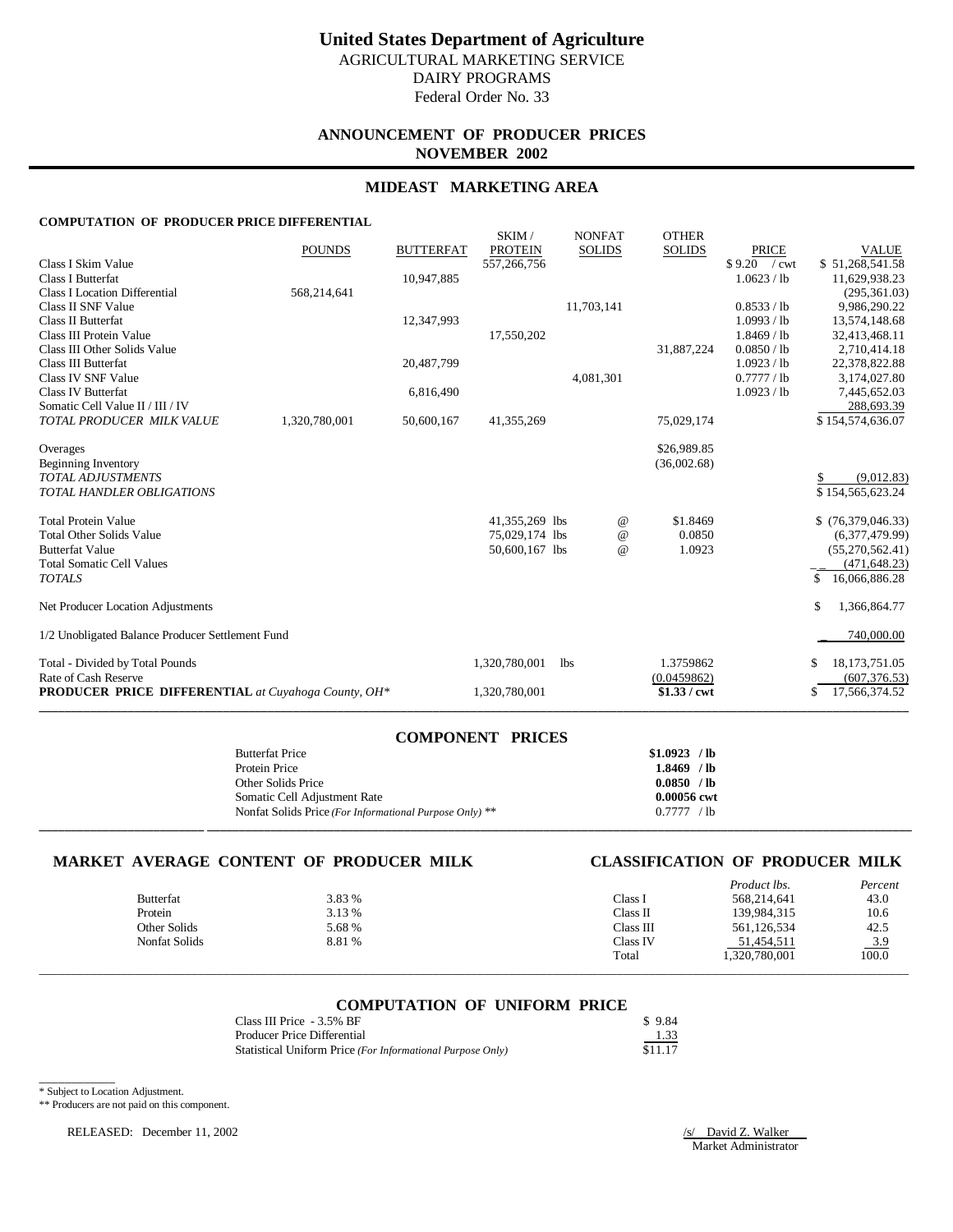# United States Department of Agriculture

AGRICULTURAL MARKETING SERVICE
DAIRY PROGRAMS
Federal Order No. 33

## ANNOUNCEMENT OF PRODUCER PRICES
## NOVEMBER 2002

## MIDEAST MARKETING AREA

### COMPUTATION OF PRODUCER PRICE DIFFERENTIAL

| | POUNDS | BUTTERFAT | SKIM / PROTEIN | NONFAT SOLIDS | OTHER SOLIDS | PRICE | VALUE |
|---|---|---|---|---|---|---|---|
| Class I Skim Value | | | 557,266,756 | | | $ 9.20 / cwt | $ 51,268,541.58 |
| Class I Butterfat | | 10,947,885 | | | | 1.0623 / lb | 11,629,938.23 |
| Class I Location Differential | 568,214,641 | | | | | | (295,361.03) |
| Class II SNF Value | | | | 11,703,141 | | 0.8533 / lb | 9,986,290.22 |
| Class II Butterfat | | 12,347,993 | | | | 1.0993 / lb | 13,574,148.68 |
| Class III Protein Value | | | 17,550,202 | | | 1.8469 / lb | 32,413,468.11 |
| Class III Other Solids Value | | | | | 31,887,224 | 0.0850 / lb | 2,710,414.18 |
| Class III Butterfat | | 20,487,799 | | | | 1.0923 / lb | 22,378,822.88 |
| Class IV SNF Value | | | | 4,081,301 | | 0.7777 / lb | 3,174,027.80 |
| Class IV Butterfat | | 6,816,490 | | | | 1.0923 / lb | 7,445,652.03 |
| Somatic Cell Value II / III / IV | | | | | | | 288,693.39 |
| *TOTAL PRODUCER MILK VALUE* | 1,320,780,001 | 50,600,167 | 41,355,269 | | 75,029,174 | | $ 154,574,636.07 |
| Overages | | | | | $26,989.85 | | |
| Beginning Inventory | | | | | (36,002.68) | | |
| *TOTAL ADJUSTMENTS* | | | | | | | $ (9,012.83) |
| *TOTAL HANDLER OBLIGATIONS* | | | | | | | $ 154,565,623.24 |
| Total Protein Value | | | 41,355,269 lbs | @ | $1.8469 | | $ (76,379,046.33) |
| Total Other Solids Value | | | 75,029,174 lbs | @ | 0.0850 | | (6,377,479.99) |
| Butterfat Value | | | 50,600,167 lbs | @ | 1.0923 | | (55,270,562.41) |
| Total Somatic Cell Values | | | | | | | (471,648.23) |
| *TOTALS* | | | | | | | $ 16,066,886.28 |
| Net Producer Location Adjustments | | | | | | | $ 1,366,864.77 |
| 1/2 Unobligated Balance Producer Settlement Fund | | | | | | | 740,000.00 |
| Total - Divided by Total Pounds | | | 1,320,780,001 | lbs | 1.3759862 | | $ 18,173,751.05 |
| Rate of Cash Reserve | | | | | (0.0459862) | | (607,376.53) |
| **PRODUCER PRICE DIFFERENTIAL** *at Cuyahoga County, OH\** | | | 1,320,780,001 | | **$1.33 / cwt** | | $ 17,566,374.52 |

## COMPONENT PRICES

| | |
|---|---|
| Butterfat Price | **$1.0923 / lb** |
| Protein Price | **1.8469 / lb** |
| Other Solids Price | **0.0850 / lb** |
| Somatic Cell Adjustment Rate | **0.00056 cwt** |
| Nonfat Solids Price *(For Informational Purpose Only)* ** | 0.7777 / lb |

## MARKET AVERAGE CONTENT OF PRODUCER MILK

| | |
|---|---|
| Butterfat | 3.83 % |
| Protein | 3.13 % |
| Other Solids | 5.68 % |
| Nonfat Solids | 8.81 % |

## CLASSIFICATION OF PRODUCER MILK

| | *Product lbs.* | *Percent* |
|---|---|---|
| Class I | 568,214,641 | 43.0 |
| Class II | 139,984,315 | 10.6 |
| Class III | 561,126,534 | 42.5 |
| Class IV | 51,454,511 | 3.9 |
| Total | 1,320,780,001 | 100.0 |

## COMPUTATION OF UNIFORM PRICE

| | |
|---|---|
| Class III Price - 3.5% BF | $ 9.84 |
| Producer Price Differential | 1.33 |
| Statistical Uniform Price *(For Informational Purpose Only)* | $11.17 |

\* Subject to Location Adjustment.

** Producers are not paid on this component.

RELEASED: December 11, 2002

/s/ David Z. Walker
Market Administrator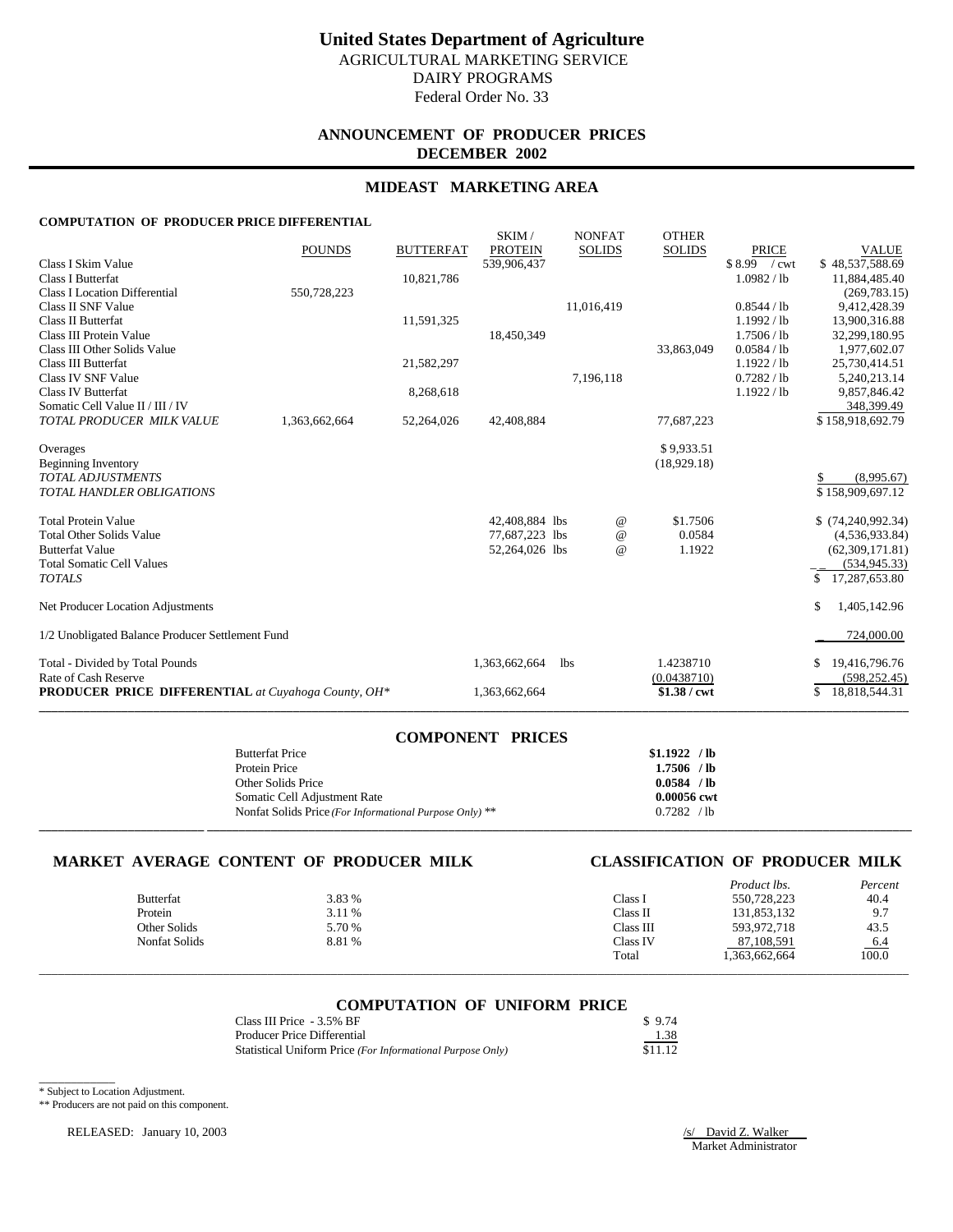# United States Department of Agriculture

AGRICULTURAL MARKETING SERVICE
DAIRY PROGRAMS
Federal Order No. 33

## ANNOUNCEMENT OF PRODUCER PRICES
## DECEMBER 2002

## MIDEAST MARKETING AREA

### COMPUTATION OF PRODUCER PRICE DIFFERENTIAL

| | POUNDS | BUTTERFAT | SKIM / PROTEIN | NONFAT SOLIDS | OTHER SOLIDS | PRICE | VALUE |
|---|---|---|---|---|---|---|---|
| Class I Skim Value | | | 539,906,437 | | | $ 8.99 / cwt | $ 48,537,588.69 |
| Class I Butterfat | | 10,821,786 | | | | 1.0982 / lb | 11,884,485.40 |
| Class I Location Differential | 550,728,223 | | | | | | (269,783.15) |
| Class II SNF Value | | | | 11,016,419 | | 0.8544 / lb | 9,412,428.39 |
| Class II Butterfat | | 11,591,325 | | | | 1.1992 / lb | 13,900,316.88 |
| Class III Protein Value | | | 18,450,349 | | | 1.7506 / lb | 32,299,180.95 |
| Class III Other Solids Value | | | | | 33,863,049 | 0.0584 / lb | 1,977,602.07 |
| Class III Butterfat | | 21,582,297 | | | | 1.1922 / lb | 25,730,414.51 |
| Class IV SNF Value | | | | 7,196,118 | | 0.7282 / lb | 5,240,213.14 |
| Class IV Butterfat | | 8,268,618 | | | | 1.1922 / lb | 9,857,846.42 |
| Somatic Cell Value II / III / IV | | | | | | | 348,399.49 |
| *TOTAL PRODUCER MILK VALUE* | 1,363,662,664 | 52,264,026 | 42,408,884 | | 77,687,223 | | $ 158,918,692.79 |
| Overages | | | | | $ 9,933.51 | | |
| Beginning Inventory | | | | | (18,929.18) | | |
| *TOTAL ADJUSTMENTS* | | | | | | | $ (8,995.67) |
| *TOTAL HANDLER OBLIGATIONS* | | | | | | | $ 158,909,697.12 |
| Total Protein Value | | | 42,408,884 lbs | @ | $1.7506 | | $ (74,240,992.34) |
| Total Other Solids Value | | | 77,687,223 lbs | @ | 0.0584 | | (4,536,933.84) |
| Butterfat Value | | | 52,264,026 lbs | @ | 1.1922 | | (62,309,171.81) |
| Total Somatic Cell Values | | | | | | | (534,945.33) |
| *TOTALS* | | | | | | | $ 17,287,653.80 |
| Net Producer Location Adjustments | | | | | | | $ 1,405,142.96 |
| 1/2 Unobligated Balance Producer Settlement Fund | | | | | | | 724,000.00 |
| Total - Divided by Total Pounds | | | 1,363,662,664 | lbs | 1.4238710 | | $ 19,416,796.76 |
| Rate of Cash Reserve | | | | | (0.0438710) | | (598,252.45) |
| **PRODUCER PRICE DIFFERENTIAL** *at Cuyahoga County, OH\** | | | 1,363,662,664 | | **$1.38 / cwt** | | $ 18,818,544.31 |

## COMPONENT PRICES

| | |
|---|---|
| Butterfat Price | **$1.1922 / lb** |
| Protein Price | **1.7506 / lb** |
| Other Solids Price | **0.0584 / lb** |
| Somatic Cell Adjustment Rate | **0.00056 cwt** |
| Nonfat Solids Price *(For Informational Purpose Only)* ** | 0.7282 / lb |

## MARKET AVERAGE CONTENT OF PRODUCER MILK

| | |
|---|---|
| Butterfat | 3.83 % |
| Protein | 3.11 % |
| Other Solids | 5.70 % |
| Nonfat Solids | 8.81 % |

## CLASSIFICATION OF PRODUCER MILK

| | *Product lbs.* | *Percent* |
|---|---|---|
| Class I | 550,728,223 | 40.4 |
| Class II | 131,853,132 | 9.7 |
| Class III | 593,972,718 | 43.5 |
| Class IV | 87,108,591 | 6.4 |
| Total | 1,363,662,664 | 100.0 |

## COMPUTATION OF UNIFORM PRICE

| | |
|---|---|
| Class III Price - 3.5% BF | $ 9.74 |
| Producer Price Differential | 1.38 |
| Statistical Uniform Price *(For Informational Purpose Only)* | $11.12 |

\* Subject to Location Adjustment.

** Producers are not paid on this component.

RELEASED: January 10, 2003

/s/ David Z. Walker
Market Administrator